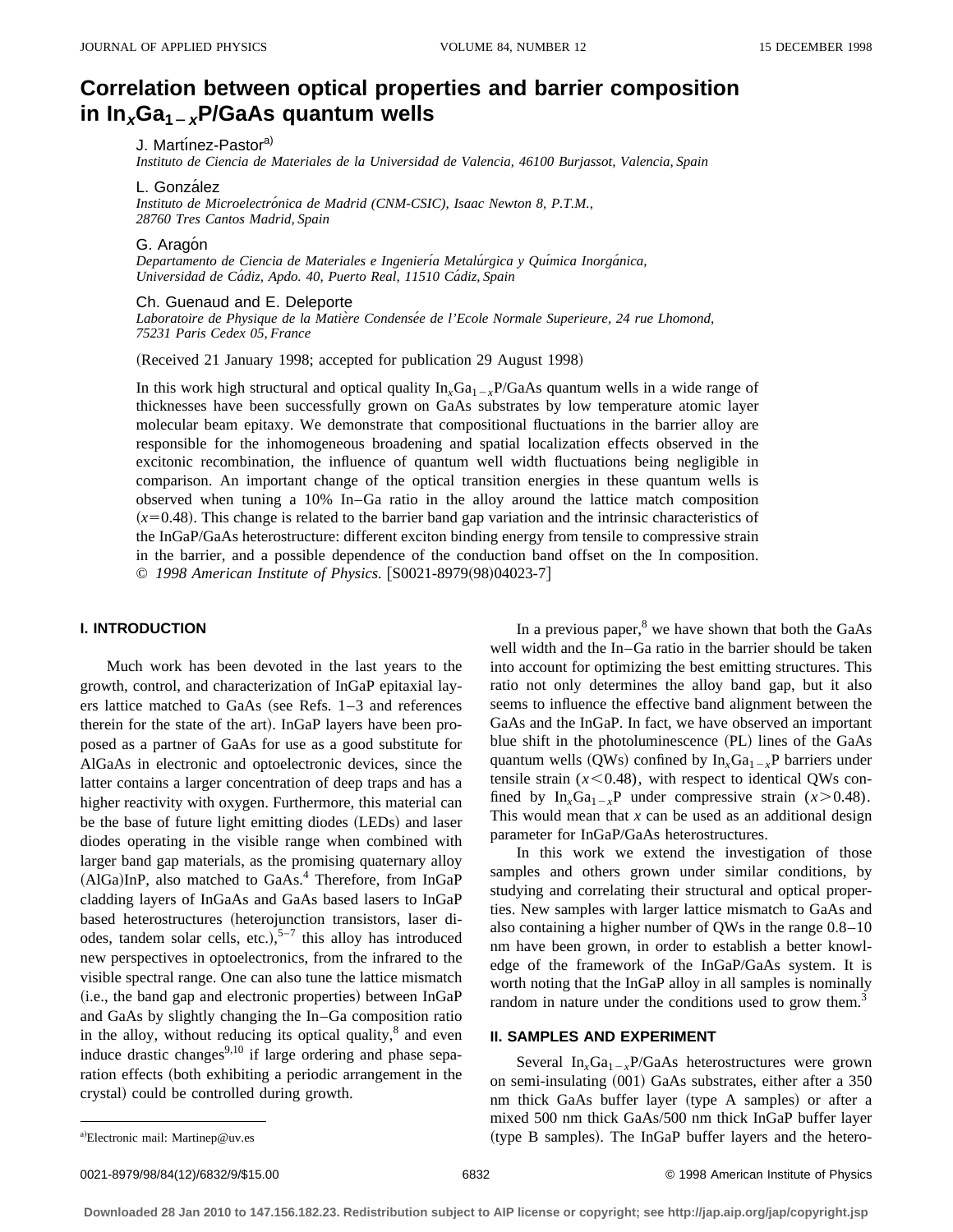# Correlation between optical properties and barrier composition in $In_xGa_{1-x}P$/GaAs quantum wells

J. Martínez-Pastor[a)]
*Instituto de Ciencia de Materiales de la Universidad de Valencia, 46100 Burjassot, Valencia, Spain*

L. González
*Instituto de Microelectrónica de Madrid (CNM-CSIC), Isaac Newton 8, P.T.M., 28760 Tres Cantos Madrid, Spain*

G. Aragón
*Departamento de Ciencia de Materiales e Ingeniería Metalúrgica y Química Inorgánica, Universidad de Cádiz, Apdo. 40, Puerto Real, 11510 Cádiz, Spain*

Ch. Guenaud and E. Deleporte
*Laboratoire de Physique de la Matière Condensée de l'Ecole Normale Superieure, 24 rue Lhomond, 75231 Paris Cedex 05, France*

(Received 21 January 1998; accepted for publication 29 August 1998)

In this work high structural and optical quality $In_xGa_{1-x}P$/GaAs quantum wells in a wide range of thicknesses have been successfully grown on GaAs substrates by low temperature atomic layer molecular beam epitaxy. We demonstrate that compositional fluctuations in the barrier alloy are responsible for the inhomogeneous broadening and spatial localization effects observed in the excitonic recombination, the influence of quantum well width fluctuations being negligible in comparison. An important change of the optical transition energies in these quantum wells is observed when tuning a 10% In–Ga ratio in the alloy around the lattice match composition ($x=0.48$). This change is related to the barrier band gap variation and the intrinsic characteristics of the InGaP/GaAs heterostructure: different exciton binding energy from tensile to compressive strain in the barrier, and a possible dependence of the conduction band offset on the In composition. © *1998 American Institute of Physics.* [S0021-8979(98)04023-7]

## I. INTRODUCTION

Much work has been devoted in the last years to the growth, control, and characterization of InGaP epitaxial layers lattice matched to GaAs (see Refs. 1–3 and references therein for the state of the art). InGaP layers have been proposed as a partner of GaAs for use as a good substitute for AlGaAs in electronic and optoelectronic devices, since the latter contains a larger concentration of deep traps and has a higher reactivity with oxygen. Furthermore, this material can be the base of future light emitting diodes (LEDs) and laser diodes operating in the visible range when combined with larger band gap materials, as the promising quaternary alloy (AlGa)InP, also matched to GaAs.[4] Therefore, from InGaP cladding layers of InGaAs and GaAs based lasers to InGaP based heterostructures (heterojunction transistors, laser diodes, tandem solar cells, etc.),[5–7] this alloy has introduced new perspectives in optoelectronics, from the infrared to the visible spectral range. One can also tune the lattice mismatch (i.e., the band gap and electronic properties) between InGaP and GaAs by slightly changing the In–Ga composition ratio in the alloy, without reducing its optical quality,[8] and even induce drastic changes[9,10] if large ordering and phase separation effects (both exhibiting a periodic arrangement in the crystal) could be controlled during growth.

In a previous paper,[8] we have shown that both the GaAs well width and the In–Ga ratio in the barrier should be taken into account for optimizing the best emitting structures. This ratio not only determines the alloy band gap, but it also seems to influence the effective band alignment between the GaAs and the InGaP. In fact, we have observed an important blue shift in the photoluminescence (PL) lines of the GaAs quantum wells (QWs) confined by $In_xGa_{1-x}P$ barriers under tensile strain ($x<0.48$), with respect to identical QWs confined by $In_xGa_{1-x}P$ under compressive strain ($x>0.48$). This would mean that $x$ can be used as an additional design parameter for InGaP/GaAs heterostructures.

In this work we extend the investigation of those samples and others grown under similar conditions, by studying and correlating their structural and optical properties. New samples with larger lattice mismatch to GaAs and also containing a higher number of QWs in the range 0.8–10 nm have been grown, in order to establish a better knowledge of the framework of the InGaP/GaAs system. It is worth noting that the InGaP alloy in all samples is nominally random in nature under the conditions used to grow them.[3]

## II. SAMPLES AND EXPERIMENT

Several $In_xGa_{1-x}P$/GaAs heterostructures were grown on semi-insulating (001) GaAs substrates, either after a 350 nm thick GaAs buffer layer (type A samples) or after a mixed 500 nm thick GaAs/500 nm thick InGaP buffer layer (type B samples). The InGaP buffer layers and the hetero-

[a)]Electronic mail: Martinep@uv.es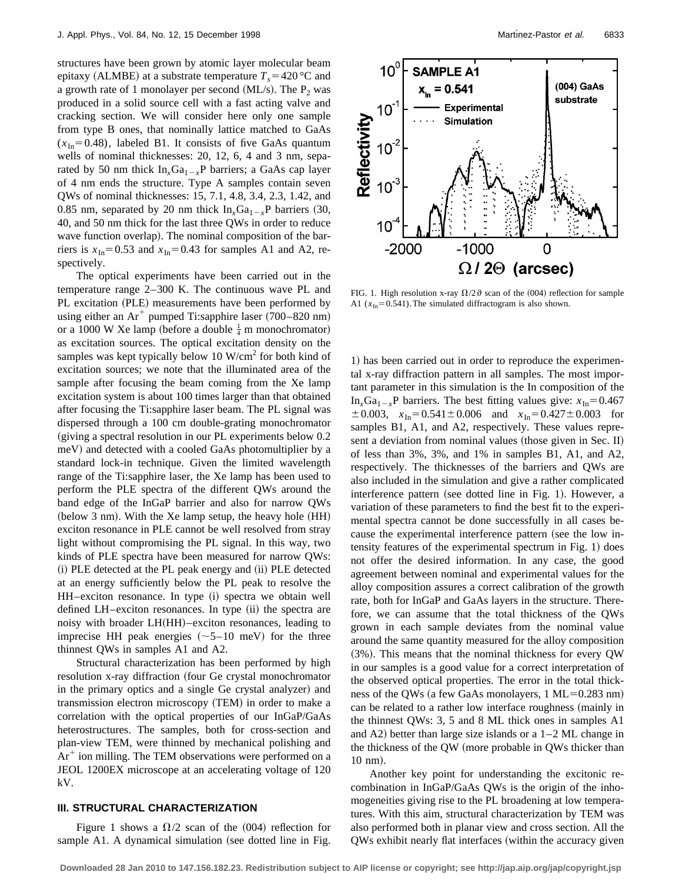structures have been grown by atomic layer molecular beam epitaxy (ALMBE) at a substrate temperature $T_s = 420\,°C$ and a growth rate of 1 monolayer per second (ML/s). The $P_2$ was produced in a solid source cell with a fast acting valve and cracking section. We will consider here only one sample from type B ones, that nominally lattice matched to GaAs ($x_{In} = 0.48$), labeled B1. It consists of five GaAs quantum wells of nominal thicknesses: 20, 12, 6, 4 and 3 nm, separated by 50 nm thick $In_xGa_{1-x}P$ barriers; a GaAs cap layer of 4 nm ends the structure. Type A samples contain seven QWs of nominal thicknesses: 15, 7.1, 4.8, 3.4, 2.3, 1.42, and 0.85 nm, separated by 20 nm thick $In_xGa_{1-x}P$ barriers (30, 40, and 50 nm thick for the last three QWs in order to reduce wave function overlap). The nominal composition of the barriers is $x_{In} = 0.53$ and $x_{In} = 0.43$ for samples A1 and A2, respectively.

The optical experiments have been carried out in the temperature range 2–300 K. The continuous wave PL and PL excitation (PLE) measurements have been performed by using either an $Ar^+$ pumped Ti:sapphire laser (700–820 nm) or a 1000 W Xe lamp (before a double $\frac{1}{4}$ m monochromator) as excitation sources. The optical excitation density on the samples was kept typically below 10 W/cm$^2$ for both kind of excitation sources; we note that the illuminated area of the sample after focusing the beam coming from the Xe lamp excitation system is about 100 times larger than that obtained after focusing the Ti:sapphire laser beam. The PL signal was dispersed through a 100 cm double-grating monochromator (giving a spectral resolution in our PL experiments below 0.2 meV) and detected with a cooled GaAs photomultiplier by a standard lock-in technique. Given the limited wavelength range of the Ti:sapphire laser, the Xe lamp has been used to perform the PLE spectra of the different QWs around the band edge of the InGaP barrier and also for narrow QWs (below 3 nm). With the Xe lamp setup, the heavy hole (HH) exciton resonance in PLE cannot be well resolved from stray light without compromising the PL signal. In this way, two kinds of PLE spectra have been measured for narrow QWs: (i) PLE detected at the PL peak energy and (ii) PLE detected at an energy sufficiently below the PL peak to resolve the HH–exciton resonance. In type (i) spectra we obtain well defined LH–exciton resonances. In type (ii) the spectra are noisy with broader LH(HH)–exciton resonances, leading to imprecise HH peak energies (~5–10 meV) for the three thinnest QWs in samples A1 and A2.

Structural characterization has been performed by high resolution x-ray diffraction (four Ge crystal monochromator in the primary optics and a single Ge crystal analyzer) and transmission electron microscopy (TEM) in order to make a correlation with the optical properties of our InGaP/GaAs heterostructures. The samples, both for cross-section and plan-view TEM, were thinned by mechanical polishing and $Ar^+$ ion milling. The TEM observations were performed on a JEOL 1200EX microscope at an accelerating voltage of 120 kV.

## III. STRUCTURAL CHARACTERIZATION

Figure 1 shows a $\Omega/2$ scan of the (004) reflection for sample A1. A dynamical simulation (see dotted line in Fig. 1) has been carried out in order to reproduce the experimental x-ray diffraction pattern in all samples. The most important parameter in this simulation is the In composition of the $In_xGa_{1-x}P$ barriers. The best fitting values give: $x_{In} = 0.467 \pm 0.003$, $x_{In} = 0.541 \pm 0.006$ and $x_{In} = 0.427 \pm 0.003$ for samples B1, A1, and A2, respectively. These values represent a deviation from nominal values (those given in Sec. II) of less than 3%, 3%, and 1% in samples B1, A1, and A2, respectively. The thicknesses of the barriers and QWs are also included in the simulation and give a rather complicated interference pattern (see dotted line in Fig. 1). However, a variation of these parameters to find the best fit to the experimental spectra cannot be done successfully in all cases because the experimental interference pattern (see the low intensity features of the experimental spectrum in Fig. 1) does not offer the desired information. In any case, the good agreement between nominal and experimental values for the alloy composition assures a correct calibration of the growth rate, both for InGaP and GaAs layers in the structure. Therefore, we can assume that the total thickness of the QWs grown in each sample deviates from the nominal value around the same quantity measured for the alloy composition (3%). This means that the nominal thickness for every QW in our samples is a good value for a correct interpretation of the observed optical properties. The error in the total thickness of the QWs (a few GaAs monolayers, 1 ML = 0.283 nm) can be related to a rather low interface roughness (mainly in the thinnest QWs: 3, 5 and 8 ML thick ones in samples A1 and A2) better than large size islands or a 1–2 ML change in the thickness of the QW (more probable in QWs thicker than 10 nm).

FIG. 1. High resolution x-ray $\Omega/2\vartheta$ scan of the (004) reflection for sample A1 ($x_{In} = 0.541$). The simulated diffractogram is also shown.

Another key point for understanding the excitonic recombination in InGaP/GaAs QWs is the origin of the inhomogeneities giving rise to the PL broadening at low temperatures. With this aim, structural characterization by TEM was also performed both in planar view and cross section. All the QWs exhibit nearly flat interfaces (within the accuracy given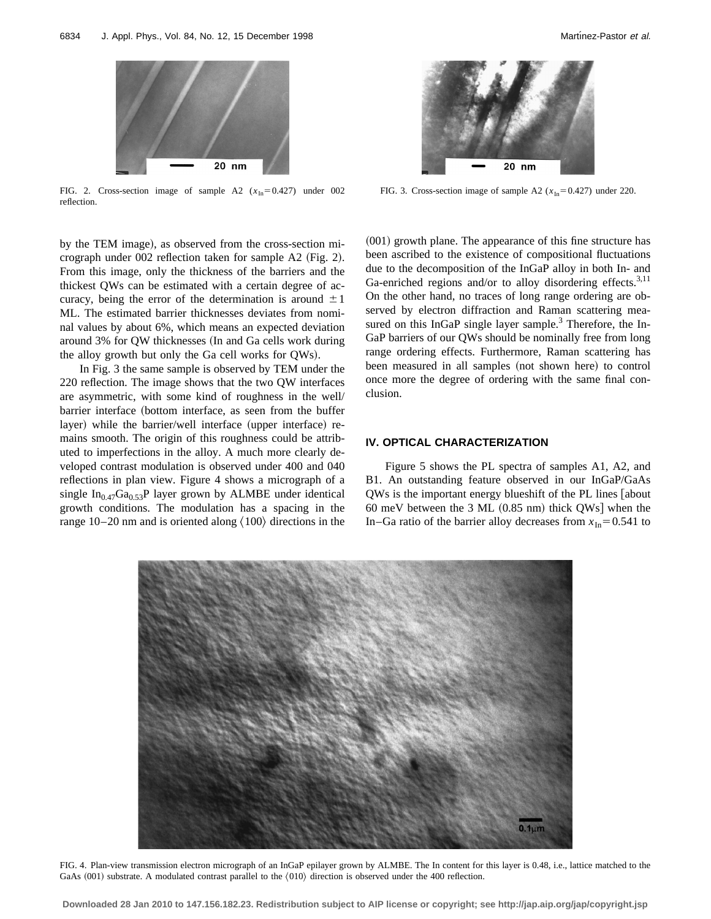FIG. 2. Cross-section image of sample A2 ($x_{In}=0.427$) under 002 reflection.

FIG. 3. Cross-section image of sample A2 ($x_{In}=0.427$) under 220.

by the TEM image), as observed from the cross-section micrograph under 002 reflection taken for sample A2 (Fig. 2). From this image, only the thickness of the barriers and the thickest QWs can be estimated with a certain degree of accuracy, being the error of the determination is around $\pm 1$ ML. The estimated barrier thicknesses deviates from nominal values by about 6%, which means an expected deviation around 3% for QW thicknesses (In and Ga cells work during the alloy growth but only the Ga cell works for QWs).

In Fig. 3 the same sample is observed by TEM under the 220 reflection. The image shows that the two QW interfaces are asymmetric, with some kind of roughness in the well/barrier interface (bottom interface, as seen from the buffer layer) while the barrier/well interface (upper interface) remains smooth. The origin of this roughness could be attributed to imperfections in the alloy. A much more clearly developed contrast modulation is observed under 400 and 040 reflections in plan view. Figure 4 shows a micrograph of a single $In_{0.47}Ga_{0.53}P$ layer grown by ALMBE under identical growth conditions. The modulation has a spacing in the range 10–20 nm and is oriented along ⟨100⟩ directions in the (001) growth plane. The appearance of this fine structure has been ascribed to the existence of compositional fluctuations due to the decomposition of the InGaP alloy in both In- and Ga-enriched regions and/or to alloy disordering effects.[3,11] On the other hand, no traces of long range ordering are observed by electron diffraction and Raman scattering measured on this InGaP single layer sample.[3] Therefore, the InGaP barriers of our QWs should be nominally free from long range ordering effects. Furthermore, Raman scattering has been measured in all samples (not shown here) to control once more the degree of ordering with the same final conclusion.

## IV. OPTICAL CHARACTERIZATION

Figure 5 shows the PL spectra of samples A1, A2, and B1. An outstanding feature observed in our InGaP/GaAs QWs is the important energy blueshift of the PL lines [about 60 meV between the 3 ML (0.85 nm) thick QWs] when the In–Ga ratio of the barrier alloy decreases from $x_{In}=0.541$ to

FIG. 4. Plan-view transmission electron micrograph of an InGaP epilayer grown by ALMBE. The In content for this layer is 0.48, i.e., lattice matched to the GaAs (001) substrate. A modulated contrast parallel to the ⟨010⟩ direction is observed under the 400 reflection.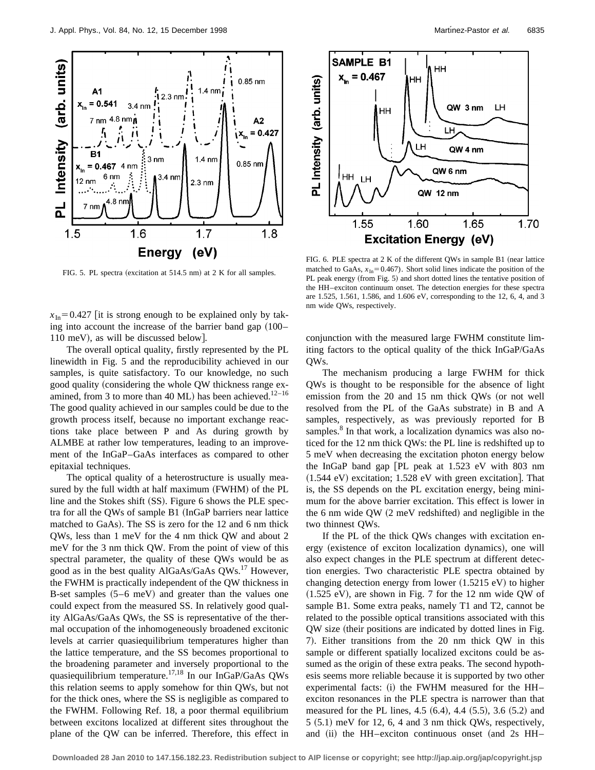FIG. 5. PL spectra (excitation at 514.5 nm) at 2 K for all samples.

FIG. 6. PLE spectra at 2 K of the different QWs in sample B1 (near lattice matched to GaAs, $x_{In}=0.467$). Short solid lines indicate the position of the PL peak energy (from Fig. 5) and short dotted lines the tentative position of the HH–exciton continuum onset. The detection energies for these spectra are 1.525, 1.561, 1.586, and 1.606 eV, corresponding to the 12, 6, 4 and 3 nm wide QWs, respectively.

$x_{In}=0.427$ [it is strong enough to be explained only by taking into account the increase of the barrier band gap (100–110 meV), as will be discussed below].

The overall optical quality, firstly represented by the PL linewidth in Fig. 5 and the reproducibility achieved in our samples, is quite satisfactory. To our knowledge, no such good quality (considering the whole QW thickness range examined, from 3 to more than 40 ML) has been achieved.[12–16] The good quality achieved in our samples could be due to the growth process itself, because no important exchange reactions take place between P and As during growth by ALMBE at rather low temperatures, leading to an improvement of the InGaP–GaAs interfaces as compared to other epitaxial techniques.

The optical quality of a heterostructure is usually measured by the full width at half maximum (FWHM) of the PL line and the Stokes shift (SS). Figure 6 shows the PLE spectra for all the QWs of sample B1 (InGaP barriers near lattice matched to GaAs). The SS is zero for the 12 and 6 nm thick QWs, less than 1 meV for the 4 nm thick QW and about 2 meV for the 3 nm thick QW. From the point of view of this spectral parameter, the quality of these QWs would be as good as in the best quality AlGaAs/GaAs QWs.[17] However, the FWHM is practically independent of the QW thickness in B-set samples (5–6 meV) and greater than the values one could expect from the measured SS. In relatively good quality AlGaAs/GaAs QWs, the SS is representative of the thermal occupation of the inhomogeneously broadened excitonic levels at carrier quasiequilibrium temperatures higher than the lattice temperature, and the SS becomes proportional to the broadening parameter and inversely proportional to the quasiequilibrium temperature.[17,18] In our InGaP/GaAs QWs this relation seems to apply somehow for thin QWs, but not for the thick ones, where the SS is negligible as compared to the FWHM. Following Ref. 18, a poor thermal equilibrium between excitons localized at different sites throughout the plane of the QW can be inferred. Therefore, this effect in conjunction with the measured large FWHM constitute limiting factors to the optical quality of the thick InGaP/GaAs QWs.

The mechanism producing a large FWHM for thick QWs is thought to be responsible for the absence of light emission from the 20 and 15 nm thick QWs (or not well resolved from the PL of the GaAs substrate) in B and A samples, respectively, as was previously reported for B samples.[8] In that work, a localization dynamics was also noticed for the 12 nm thick QWs: the PL line is redshifted up to 5 meV when decreasing the excitation photon energy below the InGaP band gap [PL peak at 1.523 eV with 803 nm (1.544 eV) excitation; 1.528 eV with green excitation]. That is, the SS depends on the PL excitation energy, being minimum for the above barrier excitation. This effect is lower in the 6 nm wide QW (2 meV redshifted) and negligible in the two thinnest QWs.

If the PL of the thick QWs changes with excitation energy (existence of exciton localization dynamics), one will also expect changes in the PLE spectrum at different detection energies. Two characteristic PLE spectra obtained by changing detection energy from lower (1.5215 eV) to higher (1.525 eV), are shown in Fig. 7 for the 12 nm wide QW of sample B1. Some extra peaks, namely T1 and T2, cannot be related to the possible optical transitions associated with this QW size (their positions are indicated by dotted lines in Fig. 7). Either transitions from the 20 nm thick QW in this sample or different spatially localized excitons could be assumed as the origin of these extra peaks. The second hypothesis seems more reliable because it is supported by two other experimental facts: (i) the FWHM measured for the HH–exciton resonances in the PLE spectra is narrower than that measured for the PL lines, 4.5 (6.4), 4.4 (5.5), 3.6 (5.2) and 5 (5.1) meV for 12, 6, 4 and 3 nm thick QWs, respectively, and (ii) the HH–exciton continuous onset (and 2s HH–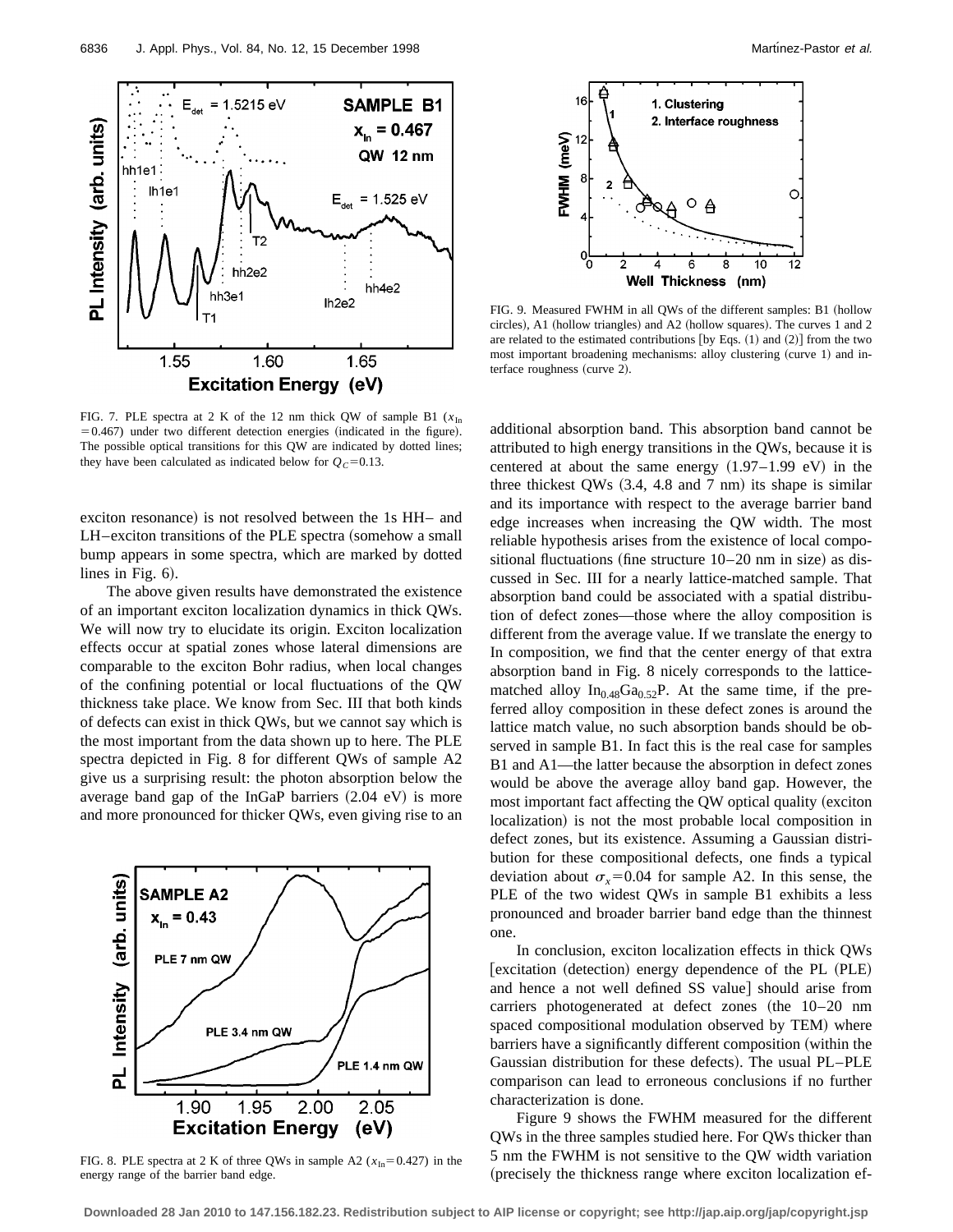FIG. 7. PLE spectra at 2 K of the 12 nm thick QW of sample B1 ($x_{In} = 0.467$) under two different detection energies (indicated in the figure). The possible optical transitions for this QW are indicated by dotted lines; they have been calculated as indicated below for $Q_C = 0.13$.

exciton resonance) is not resolved between the 1s HH– and LH–exciton transitions of the PLE spectra (somehow a small bump appears in some spectra, which are marked by dotted lines in Fig. 6).

The above given results have demonstrated the existence of an important exciton localization dynamics in thick QWs. We will now try to elucidate its origin. Exciton localization effects occur at spatial zones whose lateral dimensions are comparable to the exciton Bohr radius, when local changes of the confining potential or local fluctuations of the QW thickness take place. We know from Sec. III that both kinds of defects can exist in thick QWs, but we cannot say which is the most important from the data shown up to here. The PLE spectra depicted in Fig. 8 for different QWs of sample A2 give us a surprising result: the photon absorption below the average band gap of the InGaP barriers (2.04 eV) is more and more pronounced for thicker QWs, even giving rise to an additional absorption band. This absorption band cannot be attributed to high energy transitions in the QWs, because it is centered at about the same energy (1.97–1.99 eV) in the three thickest QWs (3.4, 4.8 and 7 nm) its shape is similar and its importance with respect to the average barrier band edge increases when increasing the QW width. The most reliable hypothesis arises from the existence of local compositional fluctuations (fine structure 10–20 nm in size) as discussed in Sec. III for a nearly lattice-matched sample. That absorption band could be associated with a spatial distribution of defect zones—those where the alloy composition is different from the average value. If we translate the energy to In composition, we find that the center energy of that extra absorption band in Fig. 8 nicely corresponds to the lattice-matched alloy $In_{0.48}Ga_{0.52}P$. At the same time, if the preferred alloy composition in these defect zones is around the lattice match value, no such absorption bands should be observed in sample B1. In fact this is the real case for samples B1 and A1—the latter because the absorption in defect zones would be above the average alloy band gap. However, the most important fact affecting the QW optical quality (exciton localization) is not the most probable local composition in defect zones, but its existence. Assuming a Gaussian distribution for these compositional defects, one finds a typical deviation about $\sigma_x = 0.04$ for sample A2. In this sense, the PLE of the two widest QWs in sample B1 exhibits a less pronounced and broader barrier band edge than the thinnest one.

FIG. 8. PLE spectra at 2 K of three QWs in sample A2 ($x_{In} = 0.427$) in the energy range of the barrier band edge.

FIG. 9. Measured FWHM in all QWs of the different samples: B1 (hollow circles), A1 (hollow triangles) and A2 (hollow squares). The curves 1 and 2 are related to the estimated contributions [by Eqs. (1) and (2)] from the two most important broadening mechanisms: alloy clustering (curve 1) and interface roughness (curve 2).

In conclusion, exciton localization effects in thick QWs [excitation (detection) energy dependence of the PL (PLE) and hence a not well defined SS value] should arise from carriers photogenerated at defect zones (the 10–20 nm spaced compositional modulation observed by TEM) where barriers have a significantly different composition (within the Gaussian distribution for these defects). The usual PL–PLE comparison can lead to erroneous conclusions if no further characterization is done.

Figure 9 shows the FWHM measured for the different QWs in the three samples studied here. For QWs thicker than 5 nm the FWHM is not sensitive to the QW width variation (precisely the thickness range where exciton localization ef-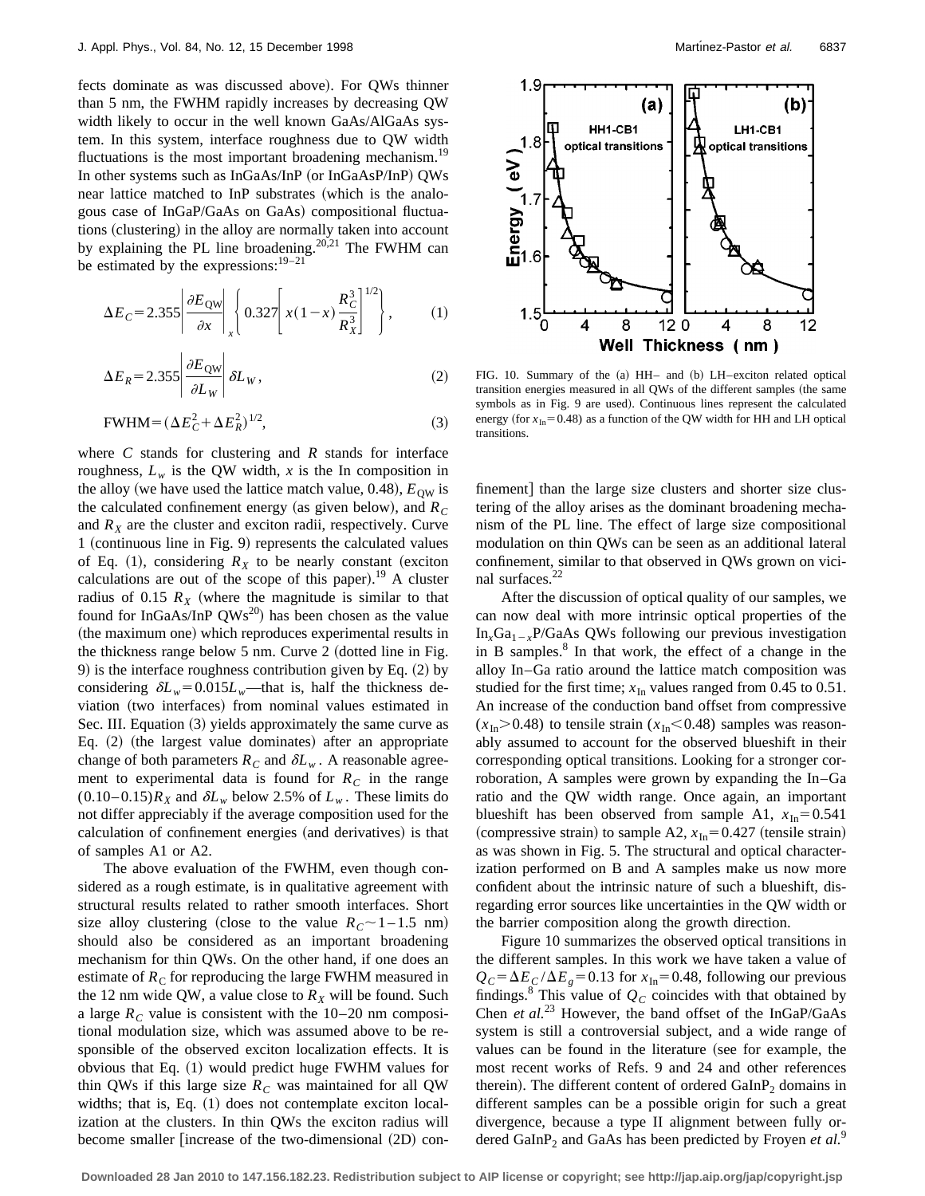fects dominate as was discussed above). For QWs thinner than 5 nm, the FWHM rapidly increases by decreasing QW width likely to occur in the well known GaAs/AlGaAs system. In this system, interface roughness due to QW width fluctuations is the most important broadening mechanism.[19] In other systems such as InGaAs/InP (or InGaAsP/InP) QWs near lattice matched to InP substrates (which is the analogous case of InGaP/GaAs on GaAs) compositional fluctuations (clustering) in the alloy are normally taken into account by explaining the PL line broadening.[20,21] The FWHM can be estimated by the expressions:[19–21]

$$\Delta E_C = 2.355 \left| \frac{\partial E_{\mathrm{QW}}}{\partial x} \right|_x \left\{ 0.327 \left[ x(1-x) \frac{R_C^3}{R_X^3} \right]^{1/2} \right\}, \tag{1}$$

$$\Delta E_R = 2.355 \left| \frac{\partial E_{\mathrm{QW}}}{\partial L_W} \right| \delta L_W, \tag{2}$$

$$\mathrm{FWHM} = (\Delta E_C^2 + \Delta E_R^2)^{1/2}, \tag{3}$$

where $C$ stands for clustering and $R$ stands for interface roughness, $L_w$ is the QW width, $x$ is the In composition in the alloy (we have used the lattice match value, 0.48), $E_{\mathrm{QW}}$ is the calculated confinement energy (as given below), and $R_C$ and $R_X$ are the cluster and exciton radii, respectively. Curve 1 (continuous line in Fig. 9) represents the calculated values of Eq. (1), considering $R_X$ to be nearly constant (exciton calculations are out of the scope of this paper).[19] A cluster radius of 0.15 $R_X$ (where the magnitude is similar to that found for InGaAs/InP QWs[20]) has been chosen as the value (the maximum one) which reproduces experimental results in the thickness range below 5 nm. Curve 2 (dotted line in Fig. 9) is the interface roughness contribution given by Eq. (2) by considering $\delta L_w = 0.015 L_w$—that is, half the thickness deviation (two interfaces) from nominal values estimated in Sec. III. Equation (3) yields approximately the same curve as Eq. (2) (the largest value dominates) after an appropriate change of both parameters $R_C$ and $\delta L_w$. A reasonable agreement to experimental data is found for $R_C$ in the range $(0.10–0.15) R_X$ and $\delta L_w$ below 2.5% of $L_w$. These limits do not differ appreciably if the average composition used for the calculation of confinement energies (and derivatives) is that of samples A1 or A2.

The above evaluation of the FWHM, even though considered as a rough estimate, is in qualitative agreement with structural results related to rather smooth interfaces. Short size alloy clustering (close to the value $R_C \sim 1–1.5$ nm) should also be considered as an important broadening mechanism for thin QWs. On the other hand, if one does an estimate of $R_C$ for reproducing the large FWHM measured in the 12 nm wide QW, a value close to $R_X$ will be found. Such a large $R_C$ value is consistent with the 10–20 nm compositional modulation size, which was assumed above to be responsible of the observed exciton localization effects. It is obvious that Eq. (1) would predict huge FWHM values for thin QWs if this large size $R_C$ was maintained for all QW widths; that is, Eq. (1) does not contemplate exciton localization at the clusters. In thin QWs the exciton radius will become smaller [increase of the two-dimensional (2D) confinement] than the large size clusters and shorter size clustering of the alloy arises as the dominant broadening mechanism of the PL line. The effect of large size compositional modulation on thin QWs can be seen as an additional lateral confinement, similar to that observed in QWs grown on vicinal surfaces.[22]

FIG. 10. Summary of the (a) HH– and (b) LH–exciton related optical transition energies measured in all QWs of the different samples (the same symbols as in Fig. 9 are used). Continuous lines represent the calculated energy (for $x_{\mathrm{In}} = 0.48$) as a function of the QW width for HH and LH optical transitions.

After the discussion of optical quality of our samples, we can now deal with more intrinsic optical properties of the $\mathrm{In}_x\mathrm{Ga}_{1-x}\mathrm{P}$/GaAs QWs following our previous investigation in B samples.[8] In that work, the effect of a change in the alloy In–Ga ratio around the lattice match composition was studied for the first time; $x_{\mathrm{In}}$ values ranged from 0.45 to 0.51. An increase of the conduction band offset from compressive ($x_{\mathrm{In}} > 0.48$) to tensile strain ($x_{\mathrm{In}} < 0.48$) samples was reasonably assumed to account for the observed blueshift in their corresponding optical transitions. Looking for a stronger corroboration, A samples were grown by expanding the In–Ga ratio and the QW width range. Once again, an important blueshift has been observed from sample A1, $x_{\mathrm{In}} = 0.541$ (compressive strain) to sample A2, $x_{\mathrm{In}} = 0.427$ (tensile strain) as was shown in Fig. 5. The structural and optical characterization performed on B and A samples make us now more confident about the intrinsic nature of such a blueshift, disregarding error sources like uncertainties in the QW width or the barrier composition along the growth direction.

Figure 10 summarizes the observed optical transitions in the different samples. In this work we have taken a value of $Q_C = \Delta E_C / \Delta E_g = 0.13$ for $x_{\mathrm{In}} = 0.48$, following our previous findings.[8] This value of $Q_C$ coincides with that obtained by Chen *et al.*[23] However, the band offset of the InGaP/GaAs system is still a controversial subject, and a wide range of values can be found in the literature (see for example, the most recent works of Refs. 9 and 24 and other references therein). The different content of ordered $\mathrm{GaInP}_2$ domains in different samples can be a possible origin for such a great divergence, because a type II alignment between fully ordered $\mathrm{GaInP}_2$ and GaAs has been predicted by Froyen *et al.*[9]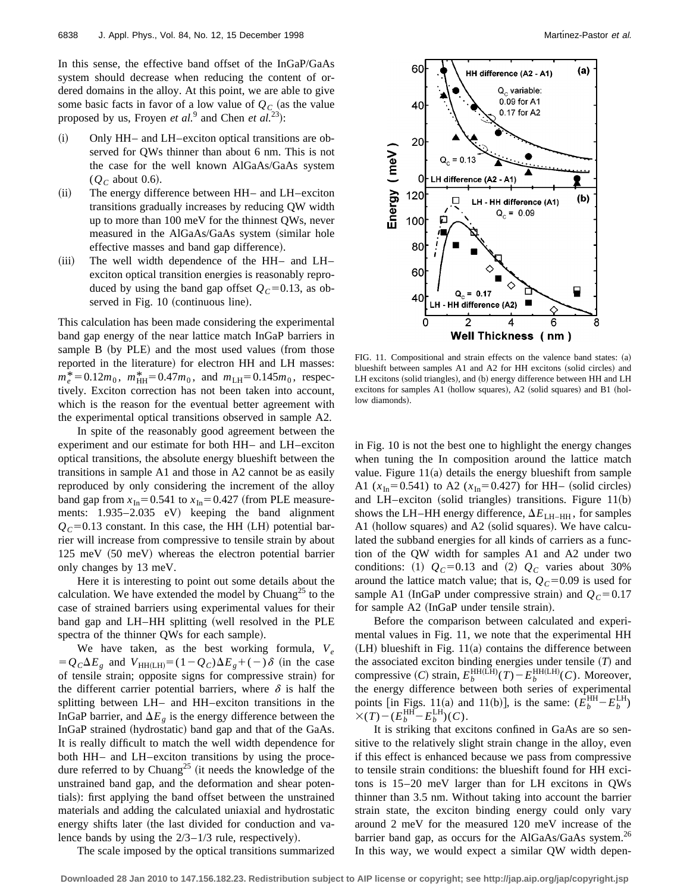In this sense, the effective band offset of the InGaP/GaAs system should decrease when reducing the content of ordered domains in the alloy. At this point, we are able to give some basic facts in favor of a low value of $Q_C$ (as the value proposed by us, Froyen *et al.*[9] and Chen *et al.*[23]):

(i) Only HH– and LH–exciton optical transitions are observed for QWs thinner than about 6 nm. This is not the case for the well known AlGaAs/GaAs system ($Q_C$ about 0.6).

(ii) The energy difference between HH– and LH–exciton transitions gradually increases by reducing QW width up to more than 100 meV for the thinnest QWs, never measured in the AlGaAs/GaAs system (similar hole effective masses and band gap difference).

(iii) The well width dependence of the HH– and LH–exciton optical transition energies is reasonably reproduced by using the band gap offset $Q_C = 0.13$, as observed in Fig. 10 (continuous line).

This calculation has been made considering the experimental band gap energy of the near lattice match InGaP barriers in sample B (by PLE) and the most used values (from those reported in the literature) for electron HH and LH masses: $m_e^* = 0.12m_0$, $m_{\rm HH}^* = 0.47m_0$, and $m_{\rm LH} = 0.145m_0$, respectively. Exciton correction has not been taken into account, which is the reason for the eventual better agreement with the experimental optical transitions observed in sample A2.

In spite of the reasonably good agreement between the experiment and our estimate for both HH– and LH–exciton optical transitions, the absolute energy blueshift between the transitions in sample A1 and those in A2 cannot be as easily reproduced by only considering the increment of the alloy band gap from $x_{\rm In} = 0.541$ to $x_{\rm In} = 0.427$ (from PLE measurements: 1.935–2.035 eV) keeping the band alignment $Q_C = 0.13$ constant. In this case, the HH (LH) potential barrier will increase from compressive to tensile strain by about 125 meV (50 meV) whereas the electron potential barrier only changes by 13 meV.

Here it is interesting to point out some details about the calculation. We have extended the model by Chuang[25] to the case of strained barriers using experimental values for their band gap and LH–HH splitting (well resolved in the PLE spectra of the thinner QWs for each sample).

We have taken, as the best working formula, $V_e = Q_C \Delta E_g$ and $V_{\rm HH(LH)} = (1 - Q_C)\Delta E_g + (-)\delta$ (in the case of tensile strain; opposite signs for compressive strain) for the different carrier potential barriers, where $\delta$ is half the splitting between LH– and HH–exciton transitions in the InGaP barrier, and $\Delta E_g$ is the energy difference between the InGaP strained (hydrostatic) band gap and that of the GaAs. It is really difficult to match the well width dependence for both HH– and LH–exciton transitions by using the procedure referred to by Chuang[25] (it needs the knowledge of the unstrained band gap, and the deformation and shear potentials): first applying the band offset between the unstrained materials and adding the calculated uniaxial and hydrostatic energy shifts later (the last divided for conduction and valence bands by using the 2/3–1/3 rule, respectively).

The scale imposed by the optical transitions summarized in Fig. 10 is not the best one to highlight the energy changes when tuning the In composition around the lattice match value. Figure 11(a) details the energy blueshift from sample A1 ($x_{\rm In} = 0.541$) to A2 ($x_{\rm In} = 0.427$) for HH– (solid circles) and LH–exciton (solid triangles) transitions. Figure 11(b) shows the LH–HH energy difference, $\Delta E_{\rm LH-HH}$, for samples A1 (hollow squares) and A2 (solid squares). We have calculated the subband energies for all kinds of carriers as a function of the QW width for samples A1 and A2 under two conditions: (1) $Q_C = 0.13$ and (2) $Q_C$ varies about 30% around the lattice match value; that is, $Q_C = 0.09$ is used for sample A1 (InGaP under compressive strain) and $Q_C = 0.17$ for sample A2 (InGaP under tensile strain).

FIG. 11. Compositional and strain effects on the valence band states: (a) blueshift between samples A1 and A2 for HH excitons (solid circles) and LH excitons (solid triangles), and (b) energy difference between HH and LH excitons for samples A1 (hollow squares), A2 (solid squares) and B1 (hollow diamonds).

Before the comparison between calculated and experimental values in Fig. 11, we note that the experimental HH (LH) blueshift in Fig. 11(a) contains the difference between the associated exciton binding energies under tensile ($T$) and compressive ($C$) strain, $E_b^{\rm HH(LH)}(T) - E_b^{\rm HH(LH)}(C)$. Moreover, the energy difference between both series of experimental points [in Figs. 11(a) and 11(b)], is the same: $(E_b^{\rm HH} - E_b^{\rm LH}) \times (T) - (E_b^{\rm HH} - E_b^{\rm LH})(C)$.

It is striking that excitons confined in GaAs are so sensitive to the relatively slight strain change in the alloy, even if this effect is enhanced because we pass from compressive to tensile strain conditions: the blueshift found for HH excitons is 15–20 meV larger than for LH excitons in QWs thinner than 3.5 nm. Without taking into account the barrier strain state, the exciton binding energy could only vary around 2 meV for the measured 120 meV increase of the barrier band gap, as occurs for the AlGaAs/GaAs system.[26] In this way, we would expect a similar QW width depen-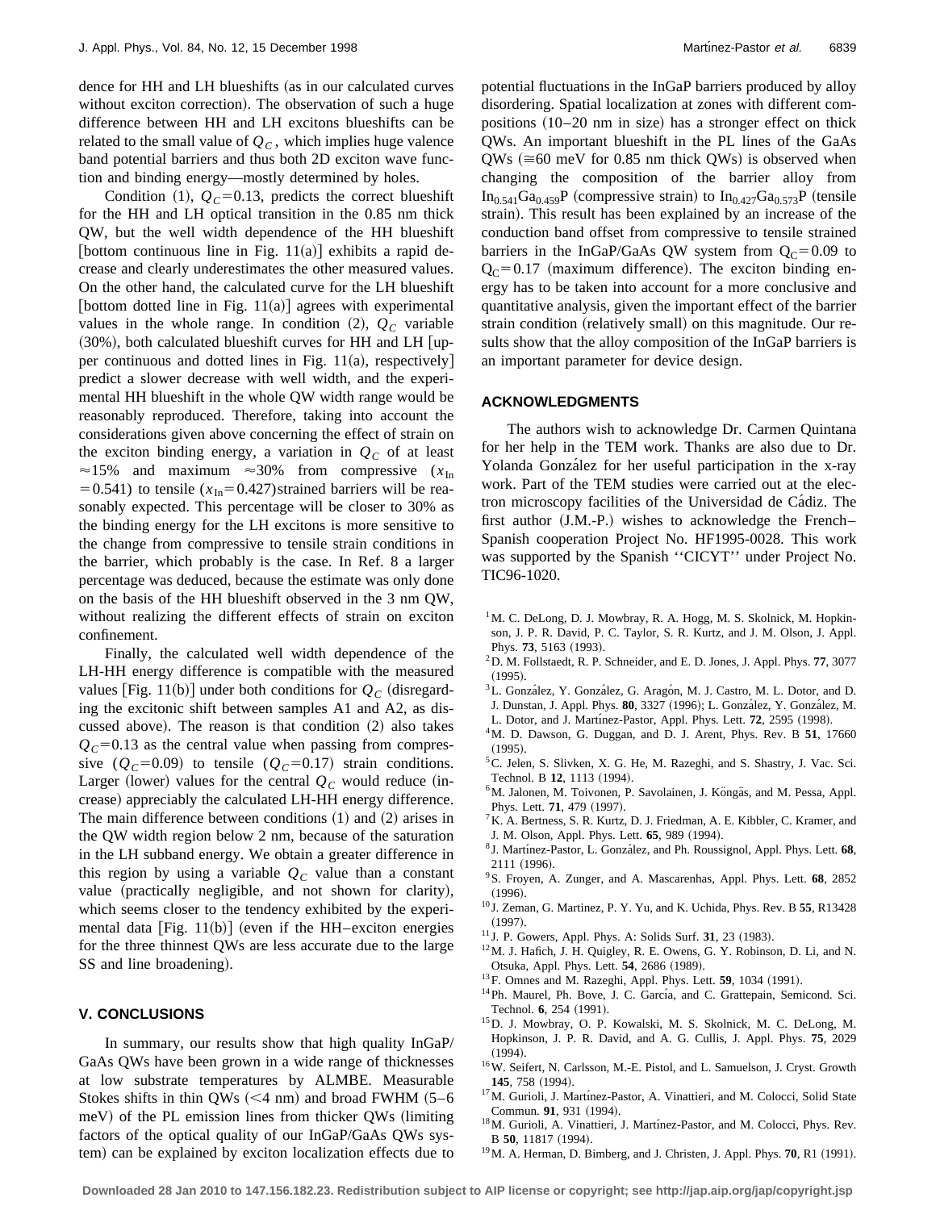dence for HH and LH blueshifts (as in our calculated curves without exciton correction). The observation of such a huge difference between HH and LH excitons blueshifts can be related to the small value of $Q_C$, which implies huge valence band potential barriers and thus both 2D exciton wave function and binding energy—mostly determined by holes.

Condition (1), $Q_C=0.13$, predicts the correct blueshift for the HH and LH optical transition in the 0.85 nm thick QW, but the well width dependence of the HH blueshift [bottom continuous line in Fig. 11(a)] exhibits a rapid decrease and clearly underestimates the other measured values. On the other hand, the calculated curve for the LH blueshift [bottom dotted line in Fig. 11(a)] agrees with experimental values in the whole range. In condition (2), $Q_C$ variable (30%), both calculated blueshift curves for HH and LH [upper continuous and dotted lines in Fig. 11(a), respectively] predict a slower decrease with well width, and the experimental HH blueshift in the whole QW width range would be reasonably reproduced. Therefore, taking into account the considerations given above concerning the effect of strain on the exciton binding energy, a variation in $Q_C$ of at least ≈15% and maximum ≈30% from compressive ($x_{In}=0.541$) to tensile ($x_{In}=0.427$) strained barriers will be reasonably expected. This percentage will be closer to 30% as the binding energy for the LH excitons is more sensitive to the change from compressive to tensile strain conditions in the barrier, which probably is the case. In Ref. 8 a larger percentage was deduced, because the estimate was only done on the basis of the HH blueshift observed in the 3 nm QW, without realizing the different effects of strain on exciton confinement.

Finally, the calculated well width dependence of the LH-HH energy difference is compatible with the measured values [Fig. 11(b)] under both conditions for $Q_C$ (disregarding the excitonic shift between samples A1 and A2, as discussed above). The reason is that condition (2) also takes $Q_C=0.13$ as the central value when passing from compressive ($Q_C=0.09$) to tensile ($Q_C=0.17$) strain conditions. Larger (lower) values for the central $Q_C$ would reduce (increase) appreciably the calculated LH-HH energy difference. The main difference between conditions (1) and (2) arises in the QW width region below 2 nm, because of the saturation in the LH subband energy. We obtain a greater difference in this region by using a variable $Q_C$ value than a constant value (practically negligible, and not shown for clarity), which seems closer to the tendency exhibited by the experimental data [Fig. 11(b)] (even if the HH–exciton energies for the three thinnest QWs are less accurate due to the large SS and line broadening).

## V. CONCLUSIONS

In summary, our results show that high quality InGaP/GaAs QWs have been grown in a wide range of thicknesses at low substrate temperatures by ALMBE. Measurable Stokes shifts in thin QWs (<4 nm) and broad FWHM (5–6 meV) of the PL emission lines from thicker QWs (limiting factors of the optical quality of our InGaP/GaAs QWs system) can be explained by exciton localization effects due to potential fluctuations in the InGaP barriers produced by alloy disordering. Spatial localization at zones with different compositions (10–20 nm in size) has a stronger effect on thick QWs. An important blueshift in the PL lines of the GaAs QWs (≅60 meV for 0.85 nm thick QWs) is observed when changing the composition of the barrier alloy from $In_{0.541}Ga_{0.459}P$ (compressive strain) to $In_{0.427}Ga_{0.573}P$ (tensile strain). This result has been explained by an increase of the conduction band offset from compressive to tensile strained barriers in the InGaP/GaAs QW system from $Q_C=0.09$ to $Q_C=0.17$ (maximum difference). The exciton binding energy has to be taken into account for a more conclusive and quantitative analysis, given the important effect of the barrier strain condition (relatively small) on this magnitude. Our results show that the alloy composition of the InGaP barriers is an important parameter for device design.

## ACKNOWLEDGMENTS

The authors wish to acknowledge Dr. Carmen Quintana for her help in the TEM work. Thanks are also due to Dr. Yolanda González for her useful participation in the x-ray work. Part of the TEM studies were carried out at the electron microscopy facilities of the Universidad de Cádiz. The first author (J.M.-P.) wishes to acknowledge the French–Spanish cooperation Project No. HF1995-0028. This work was supported by the Spanish ''CICYT'' under Project No. TIC96-1020.

[1] M. C. DeLong, D. J. Mowbray, R. A. Hogg, M. S. Skolnick, M. Hopkinson, J. P. R. David, P. C. Taylor, S. R. Kurtz, and J. M. Olson, J. Appl. Phys. **73**, 5163 (1993).

[2] D. M. Follstaedt, R. P. Schneider, and E. D. Jones, J. Appl. Phys. **77**, 3077 (1995).

[3] L. González, Y. González, G. Aragón, M. J. Castro, M. L. Dotor, and D. J. Dunstan, J. Appl. Phys. **80**, 3327 (1996); L. González, Y. González, M. L. Dotor, and J. Martínez-Pastor, Appl. Phys. Lett. **72**, 2595 (1998).

[4] M. D. Dawson, G. Duggan, and D. J. Arent, Phys. Rev. B **51**, 17660 (1995).

[5] C. Jelen, S. Slivken, X. G. He, M. Razeghi, and S. Shastry, J. Vac. Sci. Technol. B **12**, 1113 (1994).

[6] M. Jalonen, M. Toivonen, P. Savolainen, J. Köngäs, and M. Pessa, Appl. Phys. Lett. **71**, 479 (1997).

[7] K. A. Bertness, S. R. Kurtz, D. J. Friedman, A. E. Kibbler, C. Kramer, and J. M. Olson, Appl. Phys. Lett. **65**, 989 (1994).

[8] J. Martínez-Pastor, L. González, and Ph. Roussignol, Appl. Phys. Lett. **68**, 2111 (1996).

[9] S. Froyen, A. Zunger, and A. Mascarenhas, Appl. Phys. Lett. **68**, 2852 (1996).

[10] J. Zeman, G. Martinez, P. Y. Yu, and K. Uchida, Phys. Rev. B **55**, R13428 (1997).

[11] J. P. Gowers, Appl. Phys. A: Solids Surf. **31**, 23 (1983).

[12] M. J. Hafich, J. H. Quigley, R. E. Owens, G. Y. Robinson, D. Li, and N. Otsuka, Appl. Phys. Lett. **54**, 2686 (1989).

[13] F. Omnes and M. Razeghi, Appl. Phys. Lett. **59**, 1034 (1991).

[14] Ph. Maurel, Ph. Bove, J. C. García, and C. Grattepain, Semicond. Sci. Technol. **6**, 254 (1991).

[15] D. J. Mowbray, O. P. Kowalski, M. S. Skolnick, M. C. DeLong, M. Hopkinson, J. P. R. David, and A. G. Cullis, J. Appl. Phys. **75**, 2029 (1994).

[16] W. Seifert, N. Carlsson, M.-E. Pistol, and L. Samuelson, J. Cryst. Growth **145**, 758 (1994).

[17] M. Gurioli, J. Martínez-Pastor, A. Vinattieri, and M. Colocci, Solid State Commun. **91**, 931 (1994).

[18] M. Gurioli, A. Vinattieri, J. Martínez-Pastor, and M. Colocci, Phys. Rev. B **50**, 11817 (1994).

[19] M. A. Herman, D. Bimberg, and J. Christen, J. Appl. Phys. **70**, R1 (1991).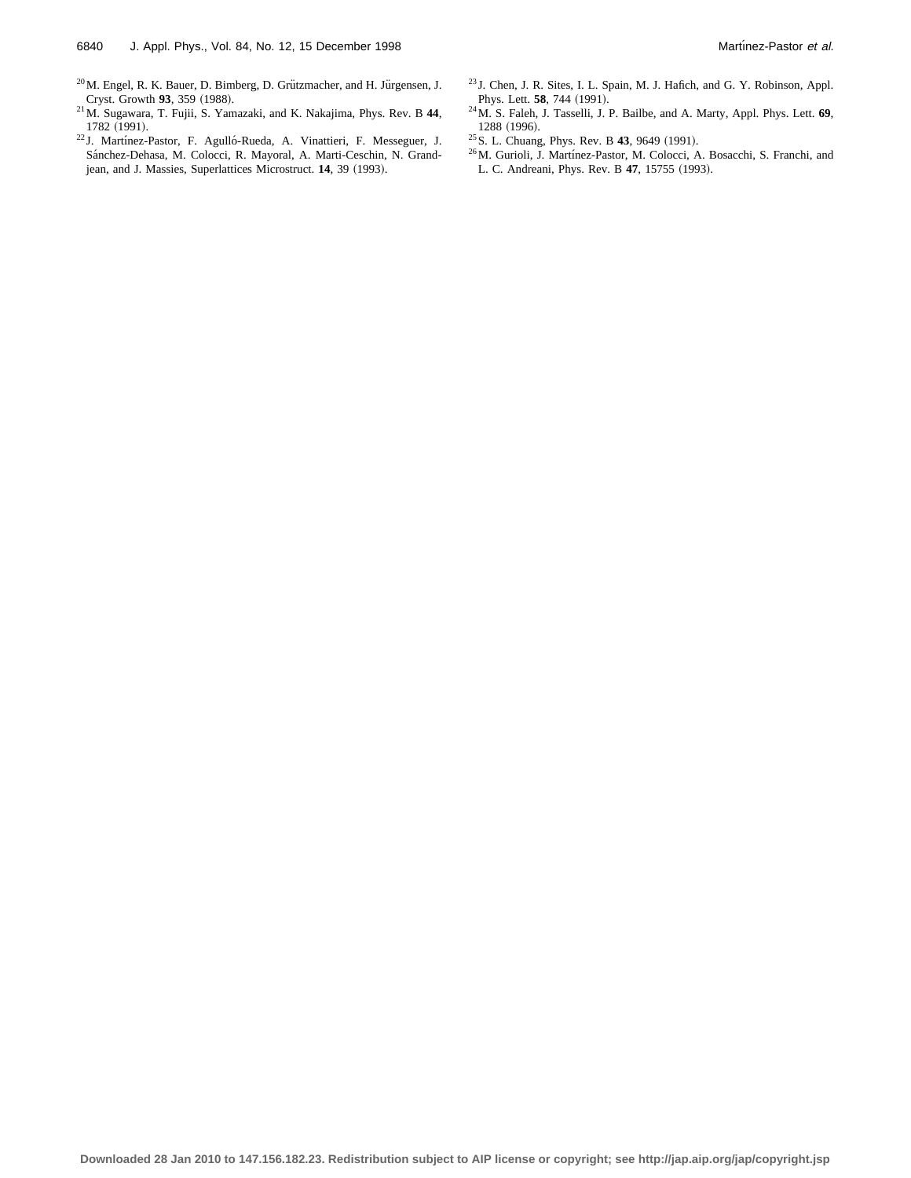[20] M. Engel, R. K. Bauer, D. Bimberg, D. Grützmacher, and H. Jürgensen, J. Cryst. Growth **93**, 359 (1988).

[21] M. Sugawara, T. Fujii, S. Yamazaki, and K. Nakajima, Phys. Rev. B **44**, 1782 (1991).

[22] J. Martínez-Pastor, F. Agulló-Rueda, A. Vinattieri, F. Messeguer, J. Sánchez-Dehasa, M. Colocci, R. Mayoral, A. Marti-Ceschin, N. Grandjean, and J. Massies, Superlattices Microstruct. **14**, 39 (1993).

[23] J. Chen, J. R. Sites, I. L. Spain, M. J. Hafich, and G. Y. Robinson, Appl. Phys. Lett. **58**, 744 (1991).

[24] M. S. Faleh, J. Tasselli, J. P. Bailbe, and A. Marty, Appl. Phys. Lett. **69**, 1288 (1996).

[25] S. L. Chuang, Phys. Rev. B **43**, 9649 (1991).

[26] M. Gurioli, J. Martínez-Pastor, M. Colocci, A. Bosacchi, S. Franchi, and L. C. Andreani, Phys. Rev. B **47**, 15755 (1993).